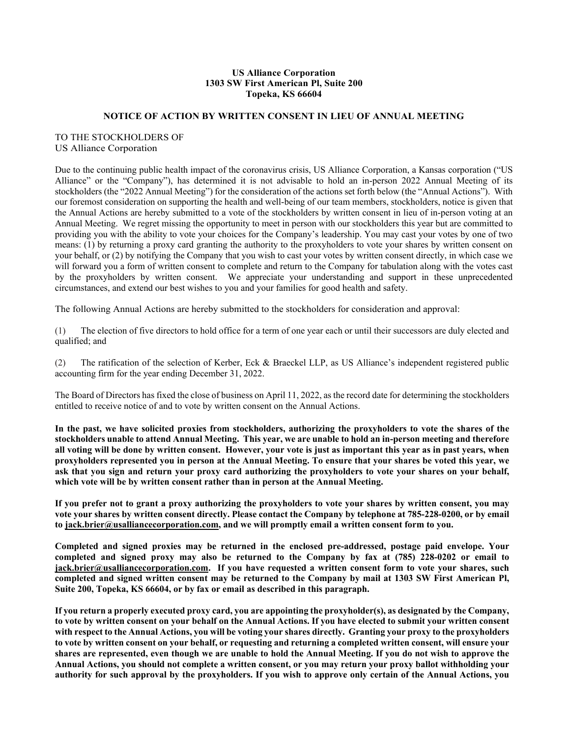**US Alliance Corporation**
**1303 SW First American Pl, Suite 200**
**Topeka, KS 66604**

## NOTICE OF ACTION BY WRITTEN CONSENT IN LIEU OF ANNUAL MEETING

TO THE STOCKHOLDERS OF
US Alliance Corporation

Due to the continuing public health impact of the coronavirus crisis, US Alliance Corporation, a Kansas corporation ("US Alliance" or the "Company"), has determined it is not advisable to hold an in-person 2022 Annual Meeting of its stockholders (the "2022 Annual Meeting") for the consideration of the actions set forth below (the "Annual Actions"). With our foremost consideration on supporting the health and well-being of our team members, stockholders, notice is given that the Annual Actions are hereby submitted to a vote of the stockholders by written consent in lieu of in-person voting at an Annual Meeting. We regret missing the opportunity to meet in person with our stockholders this year but are committed to providing you with the ability to vote your choices for the Company's leadership. You may cast your votes by one of two means: (1) by returning a proxy card granting the authority to the proxyholders to vote your shares by written consent on your behalf, or (2) by notifying the Company that you wish to cast your votes by written consent directly, in which case we will forward you a form of written consent to complete and return to the Company for tabulation along with the votes cast by the proxyholders by written consent. We appreciate your understanding and support in these unprecedented circumstances, and extend our best wishes to you and your families for good health and safety.

The following Annual Actions are hereby submitted to the stockholders for consideration and approval:

(1) The election of five directors to hold office for a term of one year each or until their successors are duly elected and qualified; and

(2) The ratification of the selection of Kerber, Eck & Braeckel LLP, as US Alliance's independent registered public accounting firm for the year ending December 31, 2022.

The Board of Directors has fixed the close of business on April 11, 2022, as the record date for determining the stockholders entitled to receive notice of and to vote by written consent on the Annual Actions.

**In the past, we have solicited proxies from stockholders, authorizing the proxyholders to vote the shares of the stockholders unable to attend Annual Meeting. This year, we are unable to hold an in-person meeting and therefore all voting will be done by written consent. However, your vote is just as important this year as in past years, when proxyholders represented you in person at the Annual Meeting. To ensure that your shares be voted this year, we ask that you sign and return your proxy card authorizing the proxyholders to vote your shares on your behalf, which vote will be by written consent rather than in person at the Annual Meeting.**

**If you prefer not to grant a proxy authorizing the proxyholders to vote your shares by written consent, you may vote your shares by written consent directly. Please contact the Company by telephone at 785-228-0200, or by email to jack.brier@usalliancecorporation.com, and we will promptly email a written consent form to you.**

**Completed and signed proxies may be returned in the enclosed pre-addressed, postage paid envelope. Your completed and signed proxy may also be returned to the Company by fax at (785) 228-0202 or email to jack.brier@usalliancecorporation.com. If you have requested a written consent form to vote your shares, such completed and signed written consent may be returned to the Company by mail at 1303 SW First American Pl, Suite 200, Topeka, KS 66604, or by fax or email as described in this paragraph.**

**If you return a properly executed proxy card, you are appointing the proxyholder(s), as designated by the Company, to vote by written consent on your behalf on the Annual Actions. If you have elected to submit your written consent with respect to the Annual Actions, you will be voting your shares directly. Granting your proxy to the proxyholders to vote by written consent on your behalf, or requesting and returning a completed written consent, will ensure your shares are represented, even though we are unable to hold the Annual Meeting. If you do not wish to approve the Annual Actions, you should not complete a written consent, or you may return your proxy ballot withholding your authority for such approval by the proxyholders. If you wish to approve only certain of the Annual Actions, you**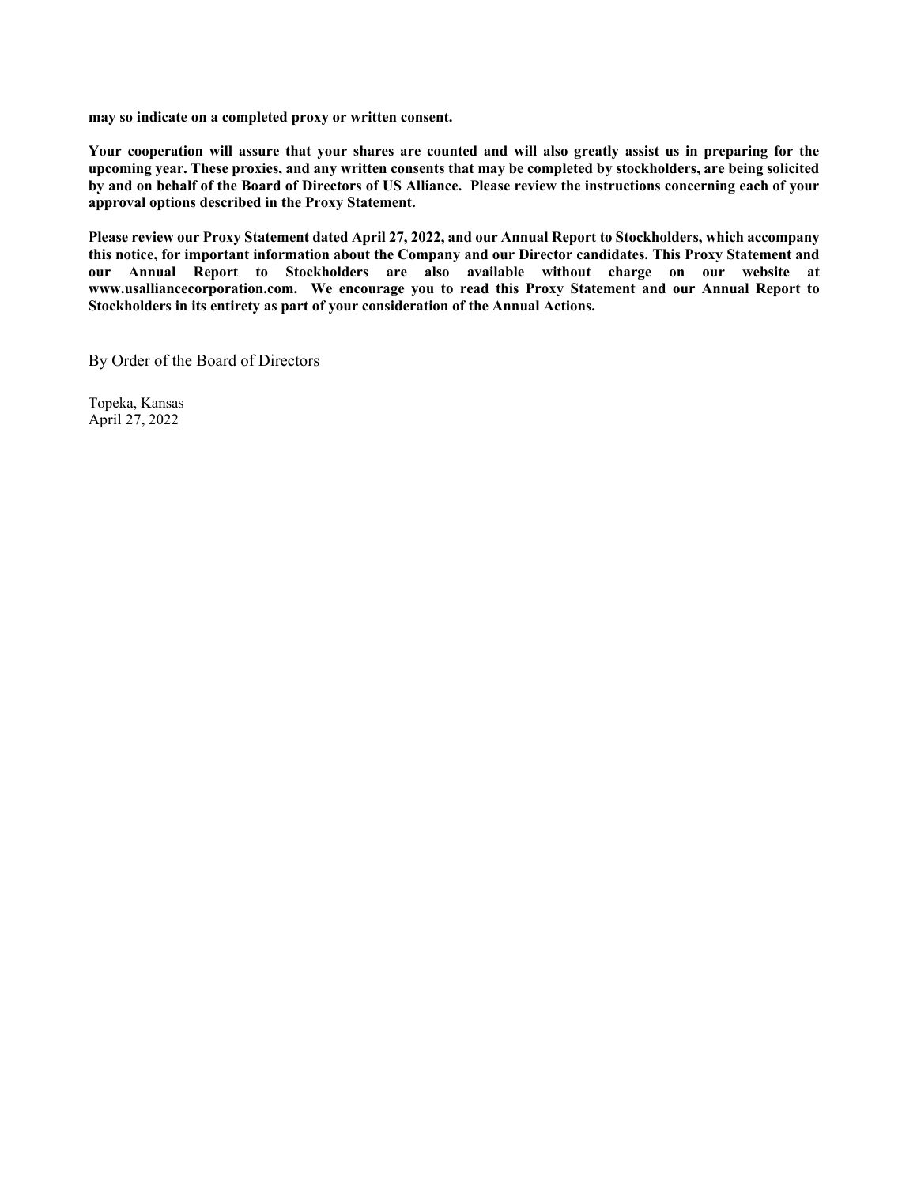**may so indicate on a completed proxy or written consent.**

**Your cooperation will assure that your shares are counted and will also greatly assist us in preparing for the upcoming year. These proxies, and any written consents that may be completed by stockholders, are being solicited by and on behalf of the Board of Directors of US Alliance. Please review the instructions concerning each of your approval options described in the Proxy Statement.**

**Please review our Proxy Statement dated April 27, 2022, and our Annual Report to Stockholders, which accompany this notice, for important information about the Company and our Director candidates. This Proxy Statement and our Annual Report to Stockholders are also available without charge on our website at www.usalliancecorporation.com. We encourage you to read this Proxy Statement and our Annual Report to Stockholders in its entirety as part of your consideration of the Annual Actions.**

By Order of the Board of Directors

Topeka, Kansas
April 27, 2022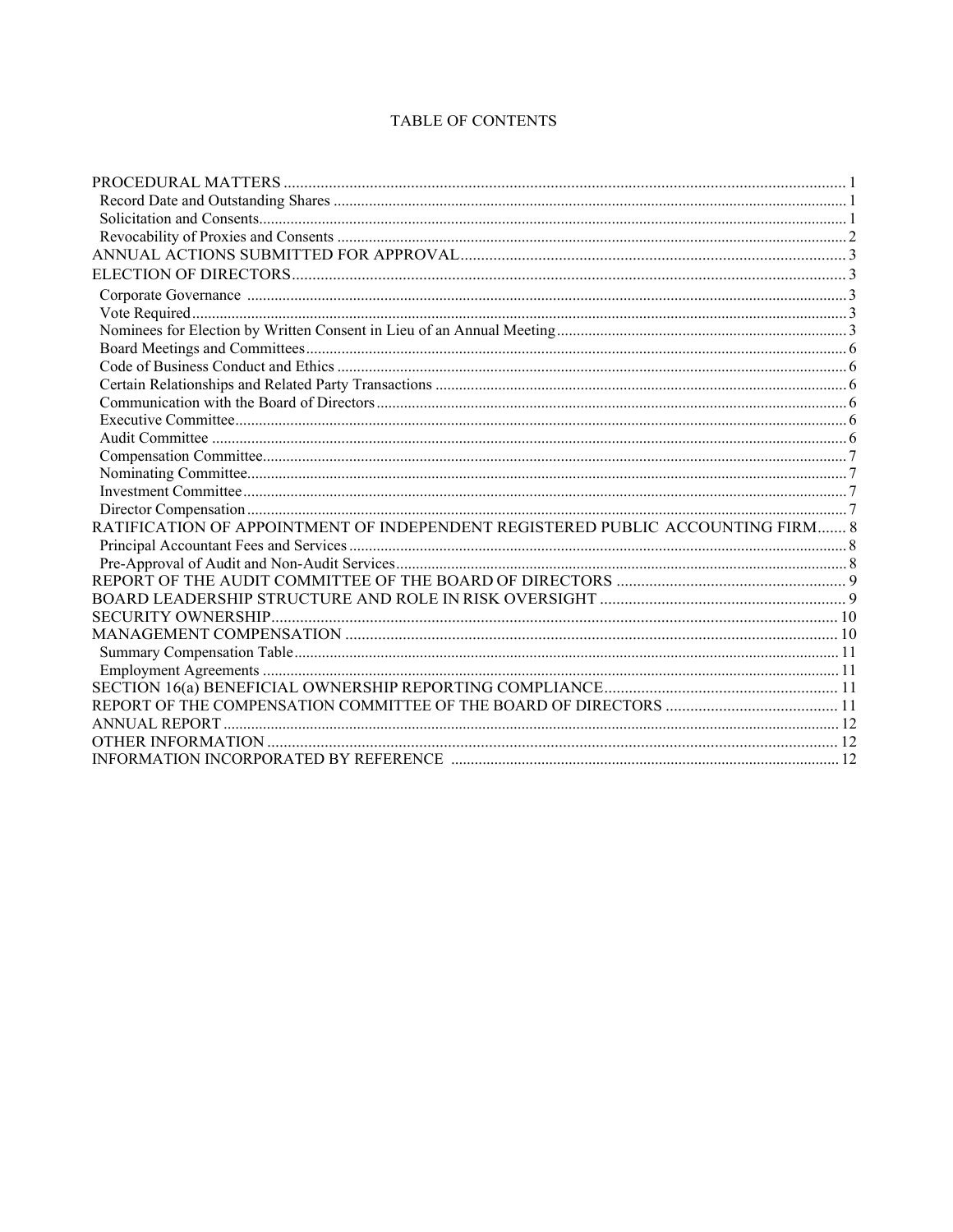# TABLE OF CONTENTS

| | |
|---|---|
| PROCEDURAL MATTERS | 1 |
| Record Date and Outstanding Shares | 1 |
| Solicitation and Consents | 1 |
| Revocability of Proxies and Consents | 2 |
| ANNUAL ACTIONS SUBMITTED FOR APPROVAL | 3 |
| ELECTION OF DIRECTORS | 3 |
| Corporate Governance | 3 |
| Vote Required | 3 |
| Nominees for Election by Written Consent in Lieu of an Annual Meeting | 3 |
| Board Meetings and Committees | 6 |
| Code of Business Conduct and Ethics | 6 |
| Certain Relationships and Related Party Transactions | 6 |
| Communication with the Board of Directors | 6 |
| Executive Committee | 6 |
| Audit Committee | 6 |
| Compensation Committee | 7 |
| Nominating Committee | 7 |
| Investment Committee | 7 |
| Director Compensation | 7 |
| RATIFICATION OF APPOINTMENT OF INDEPENDENT REGISTERED PUBLIC ACCOUNTING FIRM | 8 |
| Principal Accountant Fees and Services | 8 |
| Pre-Approval of Audit and Non-Audit Services | 8 |
| REPORT OF THE AUDIT COMMITTEE OF THE BOARD OF DIRECTORS | 9 |
| BOARD LEADERSHIP STRUCTURE AND ROLE IN RISK OVERSIGHT | 9 |
| SECURITY OWNERSHIP | 10 |
| MANAGEMENT COMPENSATION | 10 |
| Summary Compensation Table | 11 |
| Employment Agreements | 11 |
| SECTION 16(a) BENEFICIAL OWNERSHIP REPORTING COMPLIANCE | 11 |
| REPORT OF THE COMPENSATION COMMITTEE OF THE BOARD OF DIRECTORS | 11 |
| ANNUAL REPORT | 12 |
| OTHER INFORMATION | 12 |
| INFORMATION INCORPORATED BY REFERENCE | 12 |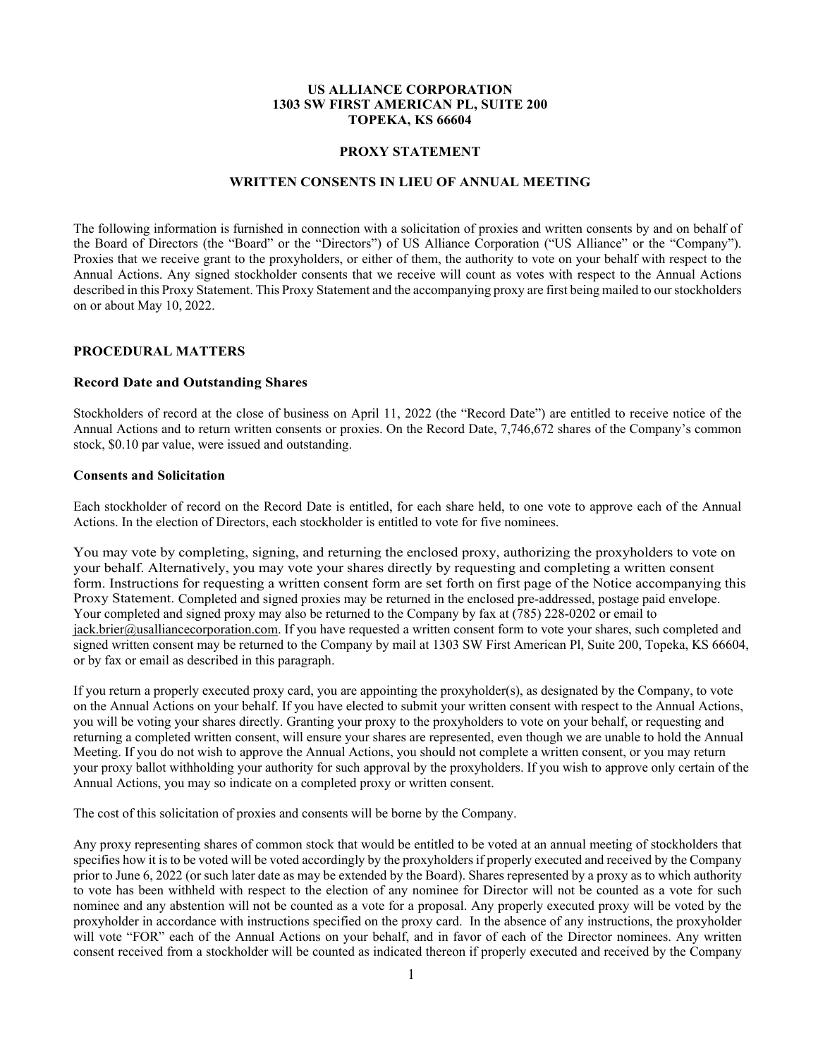**US ALLIANCE CORPORATION**
**1303 SW FIRST AMERICAN PL, SUITE 200**
**TOPEKA, KS 66604**

**PROXY STATEMENT**

**WRITTEN CONSENTS IN LIEU OF ANNUAL MEETING**

The following information is furnished in connection with a solicitation of proxies and written consents by and on behalf of the Board of Directors (the "Board" or the "Directors") of US Alliance Corporation ("US Alliance" or the "Company"). Proxies that we receive grant to the proxyholders, or either of them, the authority to vote on your behalf with respect to the Annual Actions. Any signed stockholder consents that we receive will count as votes with respect to the Annual Actions described in this Proxy Statement. This Proxy Statement and the accompanying proxy are first being mailed to our stockholders on or about May 10, 2022.

## PROCEDURAL MATTERS

### Record Date and Outstanding Shares

Stockholders of record at the close of business on April 11, 2022 (the "Record Date") are entitled to receive notice of the Annual Actions and to return written consents or proxies. On the Record Date, 7,746,672 shares of the Company's common stock, $0.10 par value, were issued and outstanding.

### Consents and Solicitation

Each stockholder of record on the Record Date is entitled, for each share held, to one vote to approve each of the Annual Actions. In the election of Directors, each stockholder is entitled to vote for five nominees.

You may vote by completing, signing, and returning the enclosed proxy, authorizing the proxyholders to vote on your behalf. Alternatively, you may vote your shares directly by requesting and completing a written consent form. Instructions for requesting a written consent form are set forth on first page of the Notice accompanying this Proxy Statement. Completed and signed proxies may be returned in the enclosed pre-addressed, postage paid envelope. Your completed and signed proxy may also be returned to the Company by fax at (785) 228-0202 or email to jack.brier@usalliancecorporation.com. If you have requested a written consent form to vote your shares, such completed and signed written consent may be returned to the Company by mail at 1303 SW First American Pl, Suite 200, Topeka, KS 66604, or by fax or email as described in this paragraph.

If you return a properly executed proxy card, you are appointing the proxyholder(s), as designated by the Company, to vote on the Annual Actions on your behalf. If you have elected to submit your written consent with respect to the Annual Actions, you will be voting your shares directly. Granting your proxy to the proxyholders to vote on your behalf, or requesting and returning a completed written consent, will ensure your shares are represented, even though we are unable to hold the Annual Meeting. If you do not wish to approve the Annual Actions, you should not complete a written consent, or you may return your proxy ballot withholding your authority for such approval by the proxyholders. If you wish to approve only certain of the Annual Actions, you may so indicate on a completed proxy or written consent.

The cost of this solicitation of proxies and consents will be borne by the Company.

Any proxy representing shares of common stock that would be entitled to be voted at an annual meeting of stockholders that specifies how it is to be voted will be voted accordingly by the proxyholders if properly executed and received by the Company prior to June 6, 2022 (or such later date as may be extended by the Board). Shares represented by a proxy as to which authority to vote has been withheld with respect to the election of any nominee for Director will not be counted as a vote for such nominee and any abstention will not be counted as a vote for a proposal. Any properly executed proxy will be voted by the proxyholder in accordance with instructions specified on the proxy card. In the absence of any instructions, the proxyholder will vote "FOR" each of the Annual Actions on your behalf, and in favor of each of the Director nominees. Any written consent received from a stockholder will be counted as indicated thereon if properly executed and received by the Company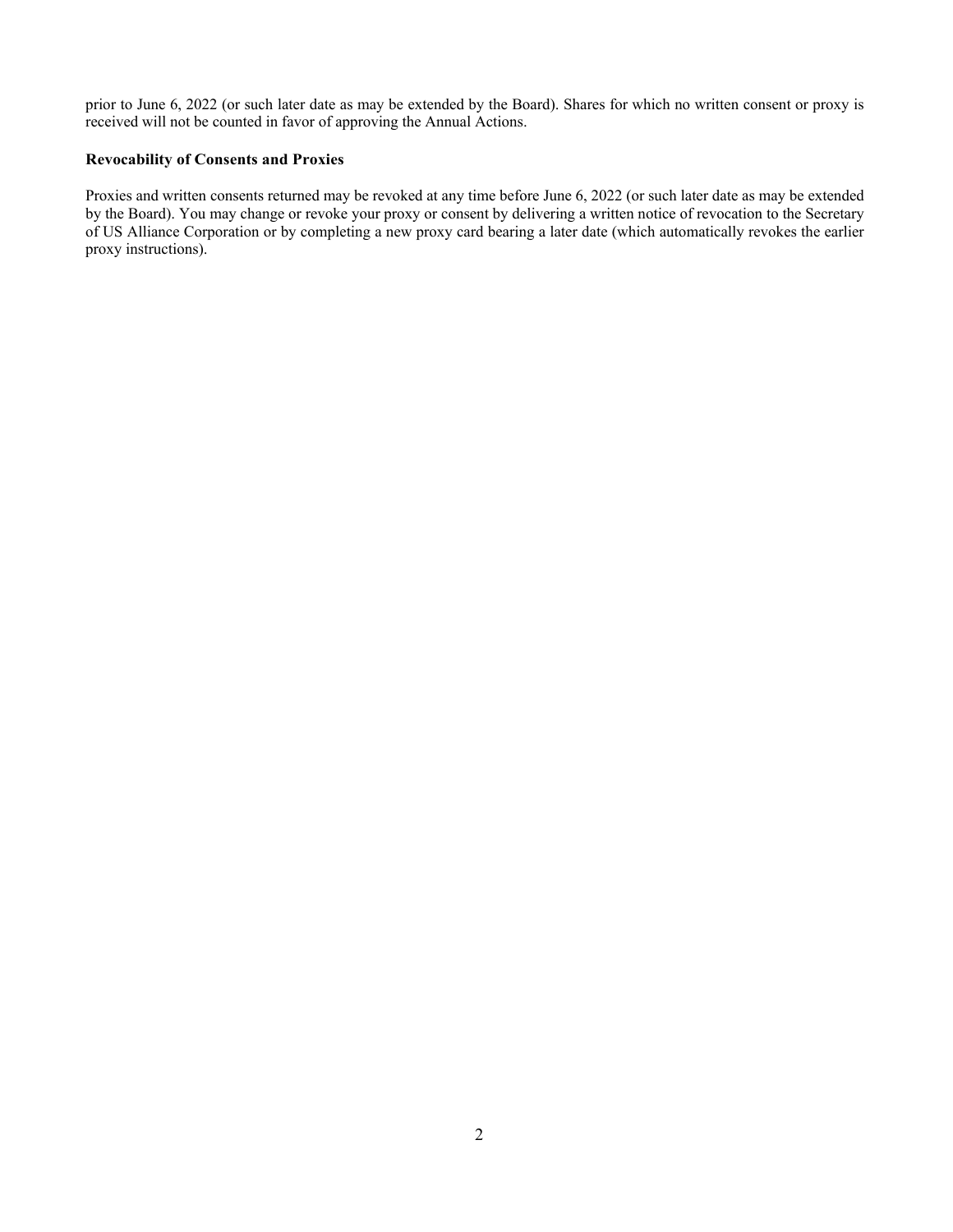prior to June 6, 2022 (or such later date as may be extended by the Board). Shares for which no written consent or proxy is received will not be counted in favor of approving the Annual Actions.

**Revocability of Consents and Proxies**

Proxies and written consents returned may be revoked at any time before June 6, 2022 (or such later date as may be extended by the Board). You may change or revoke your proxy or consent by delivering a written notice of revocation to the Secretary of US Alliance Corporation or by completing a new proxy card bearing a later date (which automatically revokes the earlier proxy instructions).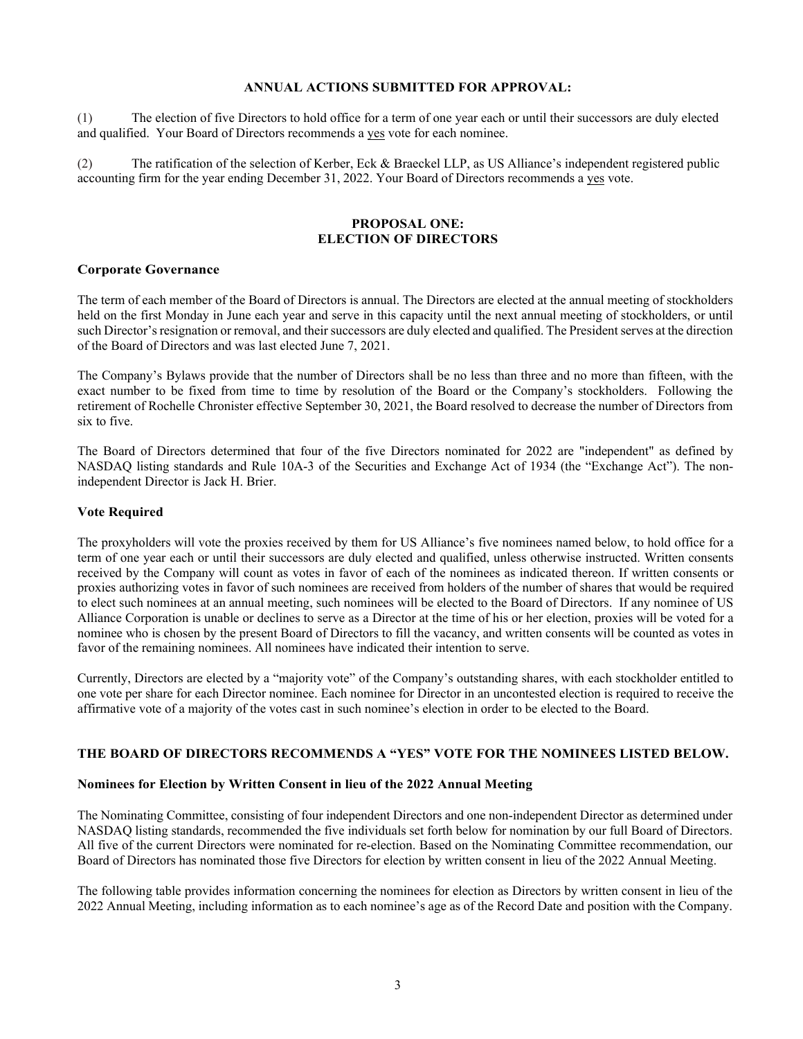**ANNUAL ACTIONS SUBMITTED FOR APPROVAL:**

(1) The election of five Directors to hold office for a term of one year each or until their successors are duly elected and qualified. Your Board of Directors recommends a yes vote for each nominee.

(2) The ratification of the selection of Kerber, Eck & Braeckel LLP, as US Alliance's independent registered public accounting firm for the year ending December 31, 2022. Your Board of Directors recommends a yes vote.

## PROPOSAL ONE: ELECTION OF DIRECTORS

### Corporate Governance

The term of each member of the Board of Directors is annual. The Directors are elected at the annual meeting of stockholders held on the first Monday in June each year and serve in this capacity until the next annual meeting of stockholders, or until such Director's resignation or removal, and their successors are duly elected and qualified. The President serves at the direction of the Board of Directors and was last elected June 7, 2021.

The Company's Bylaws provide that the number of Directors shall be no less than three and no more than fifteen, with the exact number to be fixed from time to time by resolution of the Board or the Company's stockholders. Following the retirement of Rochelle Chronister effective September 30, 2021, the Board resolved to decrease the number of Directors from six to five.

The Board of Directors determined that four of the five Directors nominated for 2022 are "independent" as defined by NASDAQ listing standards and Rule 10A-3 of the Securities and Exchange Act of 1934 (the "Exchange Act"). The non-independent Director is Jack H. Brier.

### Vote Required

The proxyholders will vote the proxies received by them for US Alliance's five nominees named below, to hold office for a term of one year each or until their successors are duly elected and qualified, unless otherwise instructed. Written consents received by the Company will count as votes in favor of each of the nominees as indicated thereon. If written consents or proxies authorizing votes in favor of such nominees are received from holders of the number of shares that would be required to elect such nominees at an annual meeting, such nominees will be elected to the Board of Directors. If any nominee of US Alliance Corporation is unable or declines to serve as a Director at the time of his or her election, proxies will be voted for a nominee who is chosen by the present Board of Directors to fill the vacancy, and written consents will be counted as votes in favor of the remaining nominees. All nominees have indicated their intention to serve.

Currently, Directors are elected by a "majority vote" of the Company's outstanding shares, with each stockholder entitled to one vote per share for each Director nominee. Each nominee for Director in an uncontested election is required to receive the affirmative vote of a majority of the votes cast in such nominee's election in order to be elected to the Board.

**THE BOARD OF DIRECTORS RECOMMENDS A "YES" VOTE FOR THE NOMINEES LISTED BELOW.**

### Nominees for Election by Written Consent in lieu of the 2022 Annual Meeting

The Nominating Committee, consisting of four independent Directors and one non-independent Director as determined under NASDAQ listing standards, recommended the five individuals set forth below for nomination by our full Board of Directors. All five of the current Directors were nominated for re-election. Based on the Nominating Committee recommendation, our Board of Directors has nominated those five Directors for election by written consent in lieu of the 2022 Annual Meeting.

The following table provides information concerning the nominees for election as Directors by written consent in lieu of the 2022 Annual Meeting, including information as to each nominee's age as of the Record Date and position with the Company.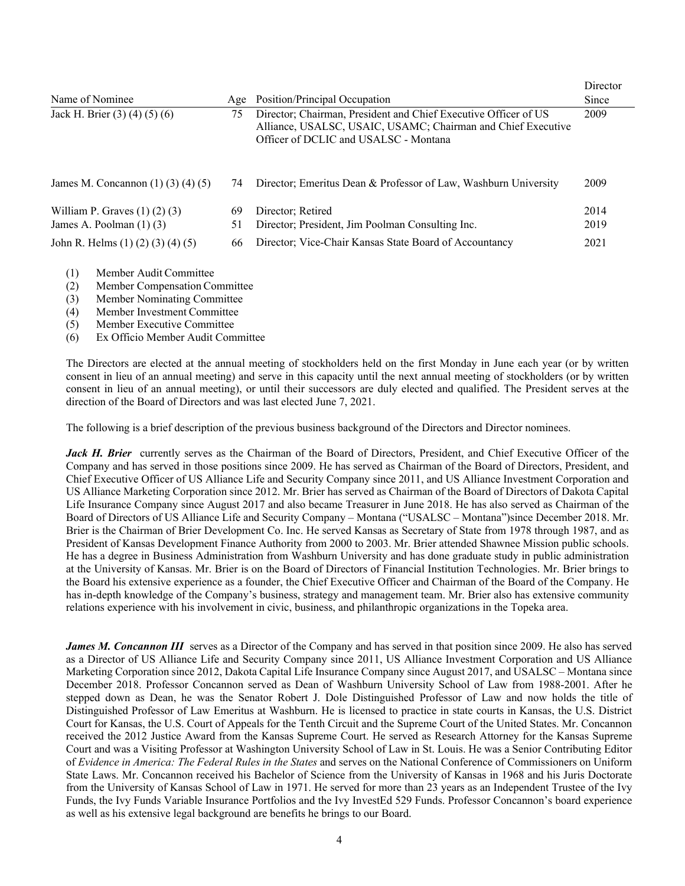| Name of Nominee | Age | Position/Principal Occupation | Director Since |
|---|---|---|---|
| Jack H. Brier (3) (4) (5) (6) | 75 | Director; Chairman, President and Chief Executive Officer of US Alliance, USALSC, USAIC, USAMC; Chairman and Chief Executive Officer of DCLIC and USALSC - Montana | 2009 |
| James M. Concannon (1) (3) (4) (5) | 74 | Director; Emeritus Dean & Professor of Law, Washburn University | 2009 |
| William P. Graves (1) (2) (3) | 69 | Director; Retired | 2014 |
| James A. Poolman (1) (3) | 51 | Director; President, Jim Poolman Consulting Inc. | 2019 |
| John R. Helms (1) (2) (3) (4) (5) | 66 | Director; Vice-Chair Kansas State Board of Accountancy | 2021 |

(1) Member Audit Committee
(2) Member Compensation Committee
(3) Member Nominating Committee
(4) Member Investment Committee
(5) Member Executive Committee
(6) Ex Officio Member Audit Committee

The Directors are elected at the annual meeting of stockholders held on the first Monday in June each year (or by written consent in lieu of an annual meeting) and serve in this capacity until the next annual meeting of stockholders (or by written consent in lieu of an annual meeting), or until their successors are duly elected and qualified. The President serves at the direction of the Board of Directors and was last elected June 7, 2021.

The following is a brief description of the previous business background of the Directors and Director nominees.

***Jack H. Brier*** currently serves as the Chairman of the Board of Directors, President, and Chief Executive Officer of the Company and has served in those positions since 2009. He has served as Chairman of the Board of Directors, President, and Chief Executive Officer of US Alliance Life and Security Company since 2011, and US Alliance Investment Corporation and US Alliance Marketing Corporation since 2012. Mr. Brier has served as Chairman of the Board of Directors of Dakota Capital Life Insurance Company since August 2017 and also became Treasurer in June 2018. He has also served as Chairman of the Board of Directors of US Alliance Life and Security Company – Montana ("USALSC – Montana")since December 2018. Mr. Brier is the Chairman of Brier Development Co. Inc. He served Kansas as Secretary of State from 1978 through 1987, and as President of Kansas Development Finance Authority from 2000 to 2003. Mr. Brier attended Shawnee Mission public schools. He has a degree in Business Administration from Washburn University and has done graduate study in public administration at the University of Kansas. Mr. Brier is on the Board of Directors of Financial Institution Technologies. Mr. Brier brings to the Board his extensive experience as a founder, the Chief Executive Officer and Chairman of the Board of the Company. He has in-depth knowledge of the Company's business, strategy and management team. Mr. Brier also has extensive community relations experience with his involvement in civic, business, and philanthropic organizations in the Topeka area.

***James M. Concannon III*** serves as a Director of the Company and has served in that position since 2009. He also has served as a Director of US Alliance Life and Security Company since 2011, US Alliance Investment Corporation and US Alliance Marketing Corporation since 2012, Dakota Capital Life Insurance Company since August 2017, and USALSC – Montana since December 2018. Professor Concannon served as Dean of Washburn University School of Law from 1988-2001. After he stepped down as Dean, he was the Senator Robert J. Dole Distinguished Professor of Law and now holds the title of Distinguished Professor of Law Emeritus at Washburn. He is licensed to practice in state courts in Kansas, the U.S. District Court for Kansas, the U.S. Court of Appeals for the Tenth Circuit and the Supreme Court of the United States. Mr. Concannon received the 2012 Justice Award from the Kansas Supreme Court. He served as Research Attorney for the Kansas Supreme Court and was a Visiting Professor at Washington University School of Law in St. Louis. He was a Senior Contributing Editor of *Evidence in America: The Federal Rules in the States* and serves on the National Conference of Commissioners on Uniform State Laws. Mr. Concannon received his Bachelor of Science from the University of Kansas in 1968 and his Juris Doctorate from the University of Kansas School of Law in 1971. He served for more than 23 years as an Independent Trustee of the Ivy Funds, the Ivy Funds Variable Insurance Portfolios and the Ivy InvestEd 529 Funds. Professor Concannon's board experience as well as his extensive legal background are benefits he brings to our Board.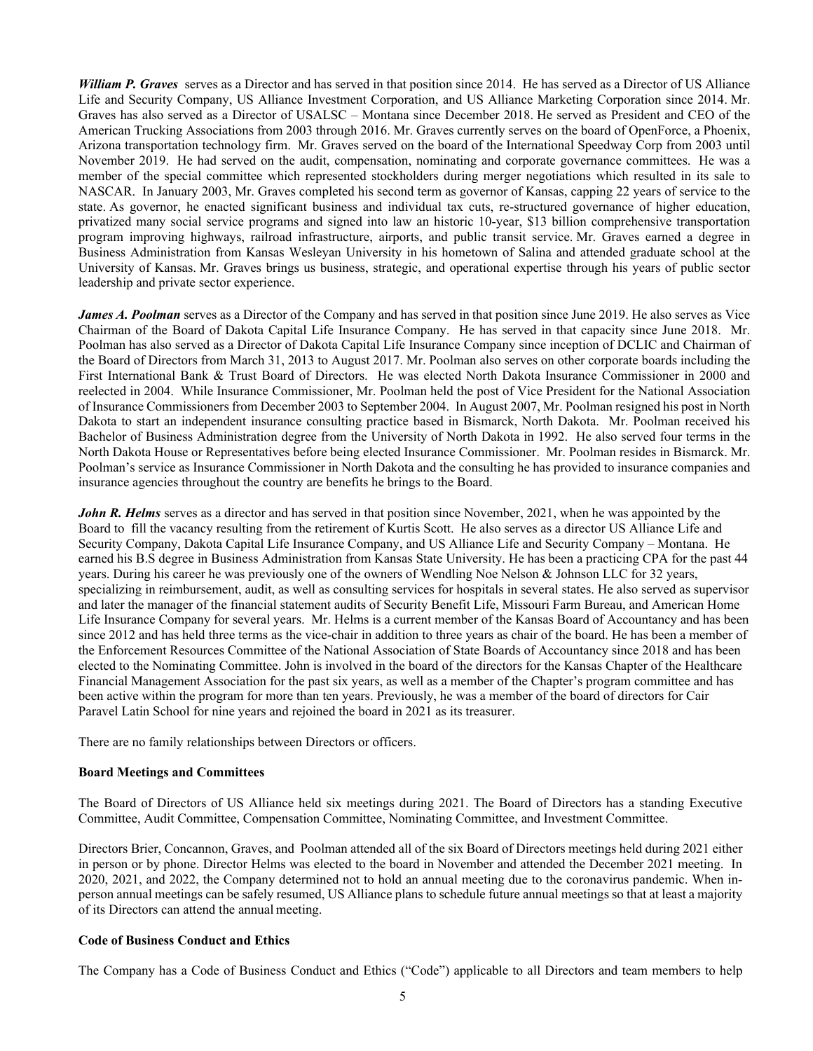***William P. Graves*** serves as a Director and has served in that position since 2014. He has served as a Director of US Alliance Life and Security Company, US Alliance Investment Corporation, and US Alliance Marketing Corporation since 2014. Mr. Graves has also served as a Director of USALSC – Montana since December 2018. He served as President and CEO of the American Trucking Associations from 2003 through 2016. Mr. Graves currently serves on the board of OpenForce, a Phoenix, Arizona transportation technology firm. Mr. Graves served on the board of the International Speedway Corp from 2003 until November 2019. He had served on the audit, compensation, nominating and corporate governance committees. He was a member of the special committee which represented stockholders during merger negotiations which resulted in its sale to NASCAR. In January 2003, Mr. Graves completed his second term as governor of Kansas, capping 22 years of service to the state. As governor, he enacted significant business and individual tax cuts, re-structured governance of higher education, privatized many social service programs and signed into law an historic 10-year, $13 billion comprehensive transportation program improving highways, railroad infrastructure, airports, and public transit service. Mr. Graves earned a degree in Business Administration from Kansas Wesleyan University in his hometown of Salina and attended graduate school at the University of Kansas. Mr. Graves brings us business, strategic, and operational expertise through his years of public sector leadership and private sector experience.

***James A. Poolman*** serves as a Director of the Company and has served in that position since June 2019. He also serves as Vice Chairman of the Board of Dakota Capital Life Insurance Company. He has served in that capacity since June 2018. Mr. Poolman has also served as a Director of Dakota Capital Life Insurance Company since inception of DCLIC and Chairman of the Board of Directors from March 31, 2013 to August 2017. Mr. Poolman also serves on other corporate boards including the First International Bank & Trust Board of Directors. He was elected North Dakota Insurance Commissioner in 2000 and reelected in 2004. While Insurance Commissioner, Mr. Poolman held the post of Vice President for the National Association of Insurance Commissioners from December 2003 to September 2004. In August 2007, Mr. Poolman resigned his post in North Dakota to start an independent insurance consulting practice based in Bismarck, North Dakota. Mr. Poolman received his Bachelor of Business Administration degree from the University of North Dakota in 1992. He also served four terms in the North Dakota House or Representatives before being elected Insurance Commissioner. Mr. Poolman resides in Bismarck. Mr. Poolman's service as Insurance Commissioner in North Dakota and the consulting he has provided to insurance companies and insurance agencies throughout the country are benefits he brings to the Board.

***John R. Helms*** serves as a director and has served in that position since November, 2021, when he was appointed by the Board to fill the vacancy resulting from the retirement of Kurtis Scott. He also serves as a director US Alliance Life and Security Company, Dakota Capital Life Insurance Company, and US Alliance Life and Security Company – Montana. He earned his B.S degree in Business Administration from Kansas State University. He has been a practicing CPA for the past 44 years. During his career he was previously one of the owners of Wendling Noe Nelson & Johnson LLC for 32 years, specializing in reimbursement, audit, as well as consulting services for hospitals in several states. He also served as supervisor and later the manager of the financial statement audits of Security Benefit Life, Missouri Farm Bureau, and American Home Life Insurance Company for several years. Mr. Helms is a current member of the Kansas Board of Accountancy and has been since 2012 and has held three terms as the vice-chair in addition to three years as chair of the board. He has been a member of the Enforcement Resources Committee of the National Association of State Boards of Accountancy since 2018 and has been elected to the Nominating Committee. John is involved in the board of the directors for the Kansas Chapter of the Healthcare Financial Management Association for the past six years, as well as a member of the Chapter's program committee and has been active within the program for more than ten years. Previously, he was a member of the board of directors for Cair Paravel Latin School for nine years and rejoined the board in 2021 as its treasurer.

There are no family relationships between Directors or officers.

**Board Meetings and Committees**

The Board of Directors of US Alliance held six meetings during 2021. The Board of Directors has a standing Executive Committee, Audit Committee, Compensation Committee, Nominating Committee, and Investment Committee.

Directors Brier, Concannon, Graves, and Poolman attended all of the six Board of Directors meetings held during 2021 either in person or by phone. Director Helms was elected to the board in November and attended the December 2021 meeting. In 2020, 2021, and 2022, the Company determined not to hold an annual meeting due to the coronavirus pandemic. When in-person annual meetings can be safely resumed, US Alliance plans to schedule future annual meetings so that at least a majority of its Directors can attend the annual meeting.

**Code of Business Conduct and Ethics**

The Company has a Code of Business Conduct and Ethics ("Code") applicable to all Directors and team members to help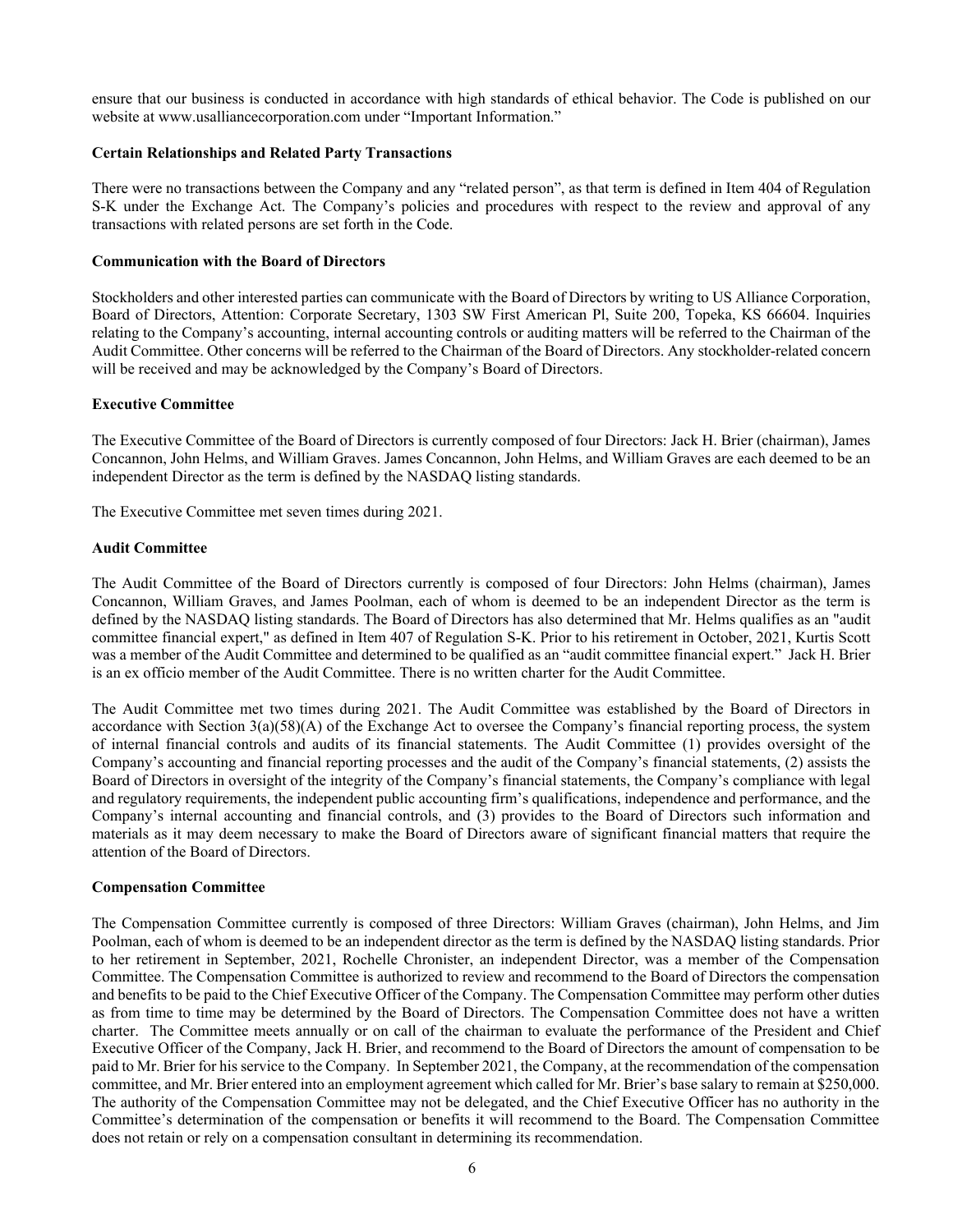ensure that our business is conducted in accordance with high standards of ethical behavior. The Code is published on our website at www.usalliancecorporation.com under "Important Information."

**Certain Relationships and Related Party Transactions**

There were no transactions between the Company and any "related person", as that term is defined in Item 404 of Regulation S-K under the Exchange Act. The Company's policies and procedures with respect to the review and approval of any transactions with related persons are set forth in the Code.

**Communication with the Board of Directors**

Stockholders and other interested parties can communicate with the Board of Directors by writing to US Alliance Corporation, Board of Directors, Attention: Corporate Secretary, 1303 SW First American Pl, Suite 200, Topeka, KS 66604. Inquiries relating to the Company's accounting, internal accounting controls or auditing matters will be referred to the Chairman of the Audit Committee. Other concerns will be referred to the Chairman of the Board of Directors. Any stockholder-related concern will be received and may be acknowledged by the Company's Board of Directors.

**Executive Committee**

The Executive Committee of the Board of Directors is currently composed of four Directors: Jack H. Brier (chairman), James Concannon, John Helms, and William Graves. James Concannon, John Helms, and William Graves are each deemed to be an independent Director as the term is defined by the NASDAQ listing standards.

The Executive Committee met seven times during 2021.

**Audit Committee**

The Audit Committee of the Board of Directors currently is composed of four Directors: John Helms (chairman), James Concannon, William Graves, and James Poolman, each of whom is deemed to be an independent Director as the term is defined by the NASDAQ listing standards. The Board of Directors has also determined that Mr. Helms qualifies as an "audit committee financial expert," as defined in Item 407 of Regulation S-K. Prior to his retirement in October, 2021, Kurtis Scott was a member of the Audit Committee and determined to be qualified as an "audit committee financial expert." Jack H. Brier is an ex officio member of the Audit Committee. There is no written charter for the Audit Committee.

The Audit Committee met two times during 2021. The Audit Committee was established by the Board of Directors in accordance with Section 3(a)(58)(A) of the Exchange Act to oversee the Company's financial reporting process, the system of internal financial controls and audits of its financial statements. The Audit Committee (1) provides oversight of the Company's accounting and financial reporting processes and the audit of the Company's financial statements, (2) assists the Board of Directors in oversight of the integrity of the Company's financial statements, the Company's compliance with legal and regulatory requirements, the independent public accounting firm's qualifications, independence and performance, and the Company's internal accounting and financial controls, and (3) provides to the Board of Directors such information and materials as it may deem necessary to make the Board of Directors aware of significant financial matters that require the attention of the Board of Directors.

**Compensation Committee**

The Compensation Committee currently is composed of three Directors: William Graves (chairman), John Helms, and Jim Poolman, each of whom is deemed to be an independent director as the term is defined by the NASDAQ listing standards. Prior to her retirement in September, 2021, Rochelle Chronister, an independent Director, was a member of the Compensation Committee. The Compensation Committee is authorized to review and recommend to the Board of Directors the compensation and benefits to be paid to the Chief Executive Officer of the Company. The Compensation Committee may perform other duties as from time to time may be determined by the Board of Directors. The Compensation Committee does not have a written charter. The Committee meets annually or on call of the chairman to evaluate the performance of the President and Chief Executive Officer of the Company, Jack H. Brier, and recommend to the Board of Directors the amount of compensation to be paid to Mr. Brier for his service to the Company. In September 2021, the Company, at the recommendation of the compensation committee, and Mr. Brier entered into an employment agreement which called for Mr. Brier's base salary to remain at $250,000. The authority of the Compensation Committee may not be delegated, and the Chief Executive Officer has no authority in the Committee's determination of the compensation or benefits it will recommend to the Board. The Compensation Committee does not retain or rely on a compensation consultant in determining its recommendation.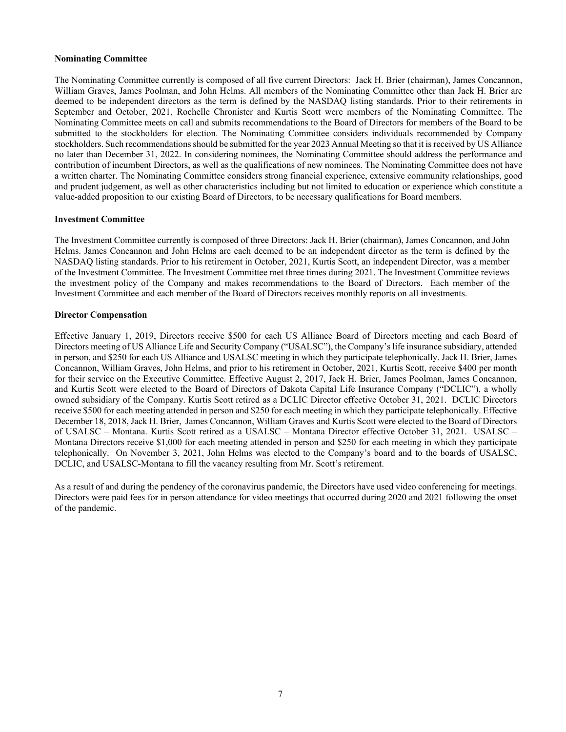**Nominating Committee**

The Nominating Committee currently is composed of all five current Directors: Jack H. Brier (chairman), James Concannon, William Graves, James Poolman, and John Helms. All members of the Nominating Committee other than Jack H. Brier are deemed to be independent directors as the term is defined by the NASDAQ listing standards. Prior to their retirements in September and October, 2021, Rochelle Chronister and Kurtis Scott were members of the Nominating Committee. The Nominating Committee meets on call and submits recommendations to the Board of Directors for members of the Board to be submitted to the stockholders for election. The Nominating Committee considers individuals recommended by Company stockholders. Such recommendations should be submitted for the year 2023 Annual Meeting so that it is received by US Alliance no later than December 31, 2022. In considering nominees, the Nominating Committee should address the performance and contribution of incumbent Directors, as well as the qualifications of new nominees. The Nominating Committee does not have a written charter. The Nominating Committee considers strong financial experience, extensive community relationships, good and prudent judgement, as well as other characteristics including but not limited to education or experience which constitute a value-added proposition to our existing Board of Directors, to be necessary qualifications for Board members.

**Investment Committee**

The Investment Committee currently is composed of three Directors: Jack H. Brier (chairman), James Concannon, and John Helms. James Concannon and John Helms are each deemed to be an independent director as the term is defined by the NASDAQ listing standards. Prior to his retirement in October, 2021, Kurtis Scott, an independent Director, was a member of the Investment Committee. The Investment Committee met three times during 2021. The Investment Committee reviews the investment policy of the Company and makes recommendations to the Board of Directors. Each member of the Investment Committee and each member of the Board of Directors receives monthly reports on all investments.

**Director Compensation**

Effective January 1, 2019, Directors receive $500 for each US Alliance Board of Directors meeting and each Board of Directors meeting of US Alliance Life and Security Company ("USALSC"), the Company's life insurance subsidiary, attended in person, and $250 for each US Alliance and USALSC meeting in which they participate telephonically. Jack H. Brier, James Concannon, William Graves, John Helms, and prior to his retirement in October, 2021, Kurtis Scott, receive $400 per month for their service on the Executive Committee. Effective August 2, 2017, Jack H. Brier, James Poolman, James Concannon, and Kurtis Scott were elected to the Board of Directors of Dakota Capital Life Insurance Company ("DCLIC"), a wholly owned subsidiary of the Company. Kurtis Scott retired as a DCLIC Director effective October 31, 2021. DCLIC Directors receive $500 for each meeting attended in person and $250 for each meeting in which they participate telephonically. Effective December 18, 2018, Jack H. Brier, James Concannon, William Graves and Kurtis Scott were elected to the Board of Directors of USALSC – Montana. Kurtis Scott retired as a USALSC – Montana Director effective October 31, 2021. USALSC – Montana Directors receive $1,000 for each meeting attended in person and $250 for each meeting in which they participate telephonically. On November 3, 2021, John Helms was elected to the Company's board and to the boards of USALSC, DCLIC, and USALSC-Montana to fill the vacancy resulting from Mr. Scott's retirement.

As a result of and during the pendency of the coronavirus pandemic, the Directors have used video conferencing for meetings. Directors were paid fees for in person attendance for video meetings that occurred during 2020 and 2021 following the onset of the pandemic.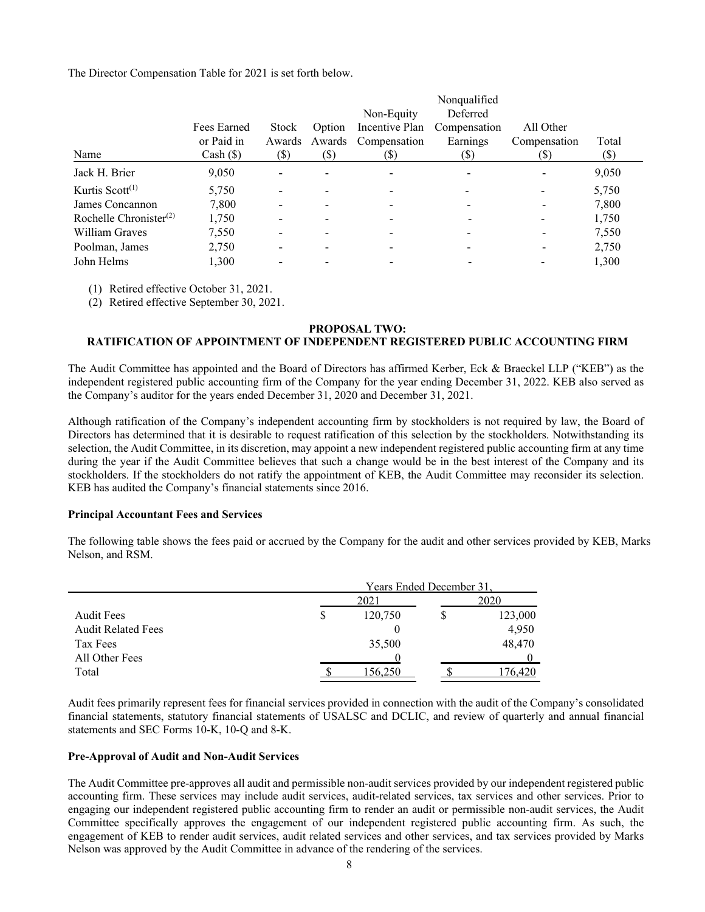The Director Compensation Table for 2021 is set forth below.

| Name | Fees Earned or Paid in Cash ($) | Stock Awards ($) | Option Awards ($) | Non-Equity Incentive Plan Compensation ($) | Nonqualified Deferred Compensation Earnings ($) | All Other Compensation ($) | Total ($) |
|---|---|---|---|---|---|---|---|
| Jack H. Brier | 9,050 | - | - | - | - | - | 9,050 |
| Kurtis Scott[(1)] | 5,750 | - | - | - | - | - | 5,750 |
| James Concannon | 7,800 | - | - | - | - | - | 7,800 |
| Rochelle Chronister[(2)] | 1,750 | - | - | - | - | - | 1,750 |
| William Graves | 7,550 | - | - | - | - | - | 7,550 |
| Poolman, James | 2,750 | - | - | - | - | - | 2,750 |
| John Helms | 1,300 | - | - | - | - | - | 1,300 |

(1) Retired effective October 31, 2021.

(2) Retired effective September 30, 2021.

## PROPOSAL TWO:
## RATIFICATION OF APPOINTMENT OF INDEPENDENT REGISTERED PUBLIC ACCOUNTING FIRM

The Audit Committee has appointed and the Board of Directors has affirmed Kerber, Eck & Braeckel LLP ("KEB") as the independent registered public accounting firm of the Company for the year ending December 31, 2022. KEB also served as the Company's auditor for the years ended December 31, 2020 and December 31, 2021.

Although ratification of the Company's independent accounting firm by stockholders is not required by law, the Board of Directors has determined that it is desirable to request ratification of this selection by the stockholders. Notwithstanding its selection, the Audit Committee, in its discretion, may appoint a new independent registered public accounting firm at any time during the year if the Audit Committee believes that such a change would be in the best interest of the Company and its stockholders. If the stockholders do not ratify the appointment of KEB, the Audit Committee may reconsider its selection. KEB has audited the Company's financial statements since 2016.

**Principal Accountant Fees and Services**

The following table shows the fees paid or accrued by the Company for the audit and other services provided by KEB, Marks Nelson, and RSM.

| | Years Ended December 31, 2021 | Years Ended December 31, 2020 |
|---|---|---|
| Audit Fees | $ 120,750 | $ 123,000 |
| Audit Related Fees | 0 | 4,950 |
| Tax Fees | 35,500 | 48,470 |
| All Other Fees | 0 | 0 |
| Total | $ 156,250 | $ 176,420 |

Audit fees primarily represent fees for financial services provided in connection with the audit of the Company's consolidated financial statements, statutory financial statements of USALSC and DCLIC, and review of quarterly and annual financial statements and SEC Forms 10-K, 10-Q and 8-K.

**Pre-Approval of Audit and Non-Audit Services**

The Audit Committee pre-approves all audit and permissible non-audit services provided by our independent registered public accounting firm. These services may include audit services, audit-related services, tax services and other services. Prior to engaging our independent registered public accounting firm to render an audit or permissible non-audit services, the Audit Committee specifically approves the engagement of our independent registered public accounting firm. As such, the engagement of KEB to render audit services, audit related services and other services, and tax services provided by Marks Nelson was approved by the Audit Committee in advance of the rendering of the services.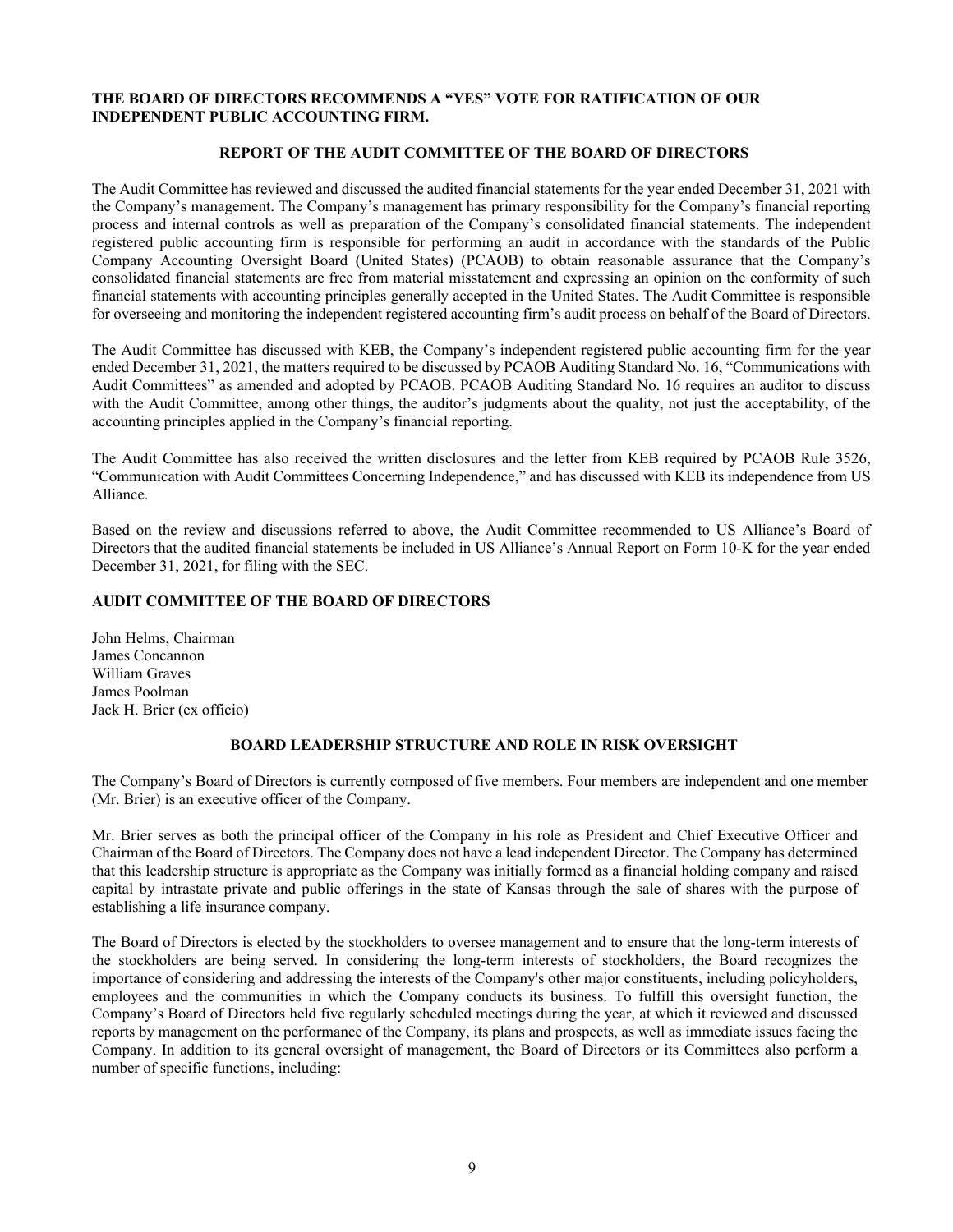**THE BOARD OF DIRECTORS RECOMMENDS A "YES" VOTE FOR RATIFICATION OF OUR INDEPENDENT PUBLIC ACCOUNTING FIRM.**

## REPORT OF THE AUDIT COMMITTEE OF THE BOARD OF DIRECTORS

The Audit Committee has reviewed and discussed the audited financial statements for the year ended December 31, 2021 with the Company's management. The Company's management has primary responsibility for the Company's financial reporting process and internal controls as well as preparation of the Company's consolidated financial statements. The independent registered public accounting firm is responsible for performing an audit in accordance with the standards of the Public Company Accounting Oversight Board (United States) (PCAOB) to obtain reasonable assurance that the Company's consolidated financial statements are free from material misstatement and expressing an opinion on the conformity of such financial statements with accounting principles generally accepted in the United States. The Audit Committee is responsible for overseeing and monitoring the independent registered accounting firm's audit process on behalf of the Board of Directors.

The Audit Committee has discussed with KEB, the Company's independent registered public accounting firm for the year ended December 31, 2021, the matters required to be discussed by PCAOB Auditing Standard No. 16, "Communications with Audit Committees" as amended and adopted by PCAOB. PCAOB Auditing Standard No. 16 requires an auditor to discuss with the Audit Committee, among other things, the auditor's judgments about the quality, not just the acceptability, of the accounting principles applied in the Company's financial reporting.

The Audit Committee has also received the written disclosures and the letter from KEB required by PCAOB Rule 3526, "Communication with Audit Committees Concerning Independence," and has discussed with KEB its independence from US Alliance.

Based on the review and discussions referred to above, the Audit Committee recommended to US Alliance's Board of Directors that the audited financial statements be included in US Alliance's Annual Report on Form 10-K for the year ended December 31, 2021, for filing with the SEC.

**AUDIT COMMITTEE OF THE BOARD OF DIRECTORS**

John Helms, Chairman
James Concannon
William Graves
James Poolman
Jack H. Brier (ex officio)

## BOARD LEADERSHIP STRUCTURE AND ROLE IN RISK OVERSIGHT

The Company's Board of Directors is currently composed of five members. Four members are independent and one member (Mr. Brier) is an executive officer of the Company.

Mr. Brier serves as both the principal officer of the Company in his role as President and Chief Executive Officer and Chairman of the Board of Directors. The Company does not have a lead independent Director. The Company has determined that this leadership structure is appropriate as the Company was initially formed as a financial holding company and raised capital by intrastate private and public offerings in the state of Kansas through the sale of shares with the purpose of establishing a life insurance company.

The Board of Directors is elected by the stockholders to oversee management and to ensure that the long-term interests of the stockholders are being served. In considering the long-term interests of stockholders, the Board recognizes the importance of considering and addressing the interests of the Company's other major constituents, including policyholders, employees and the communities in which the Company conducts its business. To fulfill this oversight function, the Company's Board of Directors held five regularly scheduled meetings during the year, at which it reviewed and discussed reports by management on the performance of the Company, its plans and prospects, as well as immediate issues facing the Company. In addition to its general oversight of management, the Board of Directors or its Committees also perform a number of specific functions, including: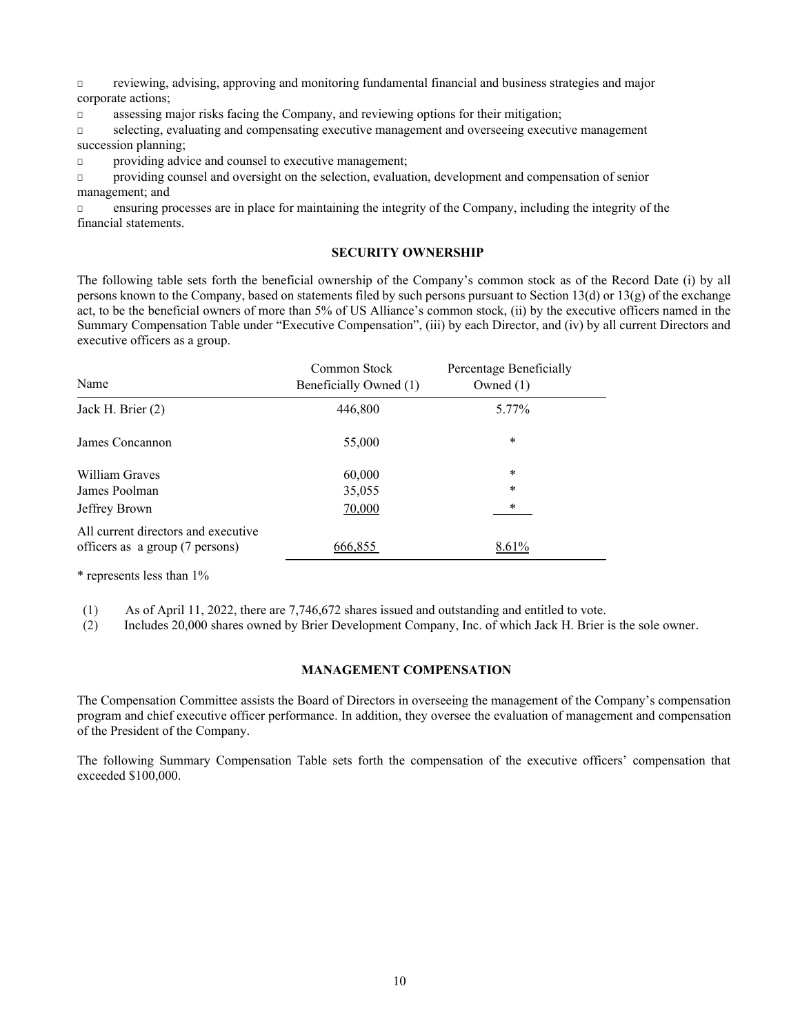- reviewing, advising, approving and monitoring fundamental financial and business strategies and major corporate actions;
- assessing major risks facing the Company, and reviewing options for their mitigation;
- selecting, evaluating and compensating executive management and overseeing executive management succession planning;
- providing advice and counsel to executive management;
- providing counsel and oversight on the selection, evaluation, development and compensation of senior management; and
- ensuring processes are in place for maintaining the integrity of the Company, including the integrity of the financial statements.

## SECURITY OWNERSHIP

The following table sets forth the beneficial ownership of the Company's common stock as of the Record Date (i) by all persons known to the Company, based on statements filed by such persons pursuant to Section 13(d) or 13(g) of the exchange act, to be the beneficial owners of more than 5% of US Alliance's common stock, (ii) by the executive officers named in the Summary Compensation Table under "Executive Compensation", (iii) by each Director, and (iv) by all current Directors and executive officers as a group.

| Name | Common Stock Beneficially Owned (1) | Percentage Beneficially Owned (1) |
|---|---|---|
| Jack H. Brier (2) | 446,800 | 5.77% |
| James Concannon | 55,000 | * |
| William Graves | 60,000 | * |
| James Poolman | 35,055 | * |
| Jeffrey Brown | 70,000 | * |
| All current directors and executive officers as a group (7 persons) | 666,855 | 8.61% |

* represents less than 1%

(1) As of April 11, 2022, there are 7,746,672 shares issued and outstanding and entitled to vote.
(2) Includes 20,000 shares owned by Brier Development Company, Inc. of which Jack H. Brier is the sole owner.

## MANAGEMENT COMPENSATION

The Compensation Committee assists the Board of Directors in overseeing the management of the Company's compensation program and chief executive officer performance. In addition, they oversee the evaluation of management and compensation of the President of the Company.

The following Summary Compensation Table sets forth the compensation of the executive officers' compensation that exceeded $100,000.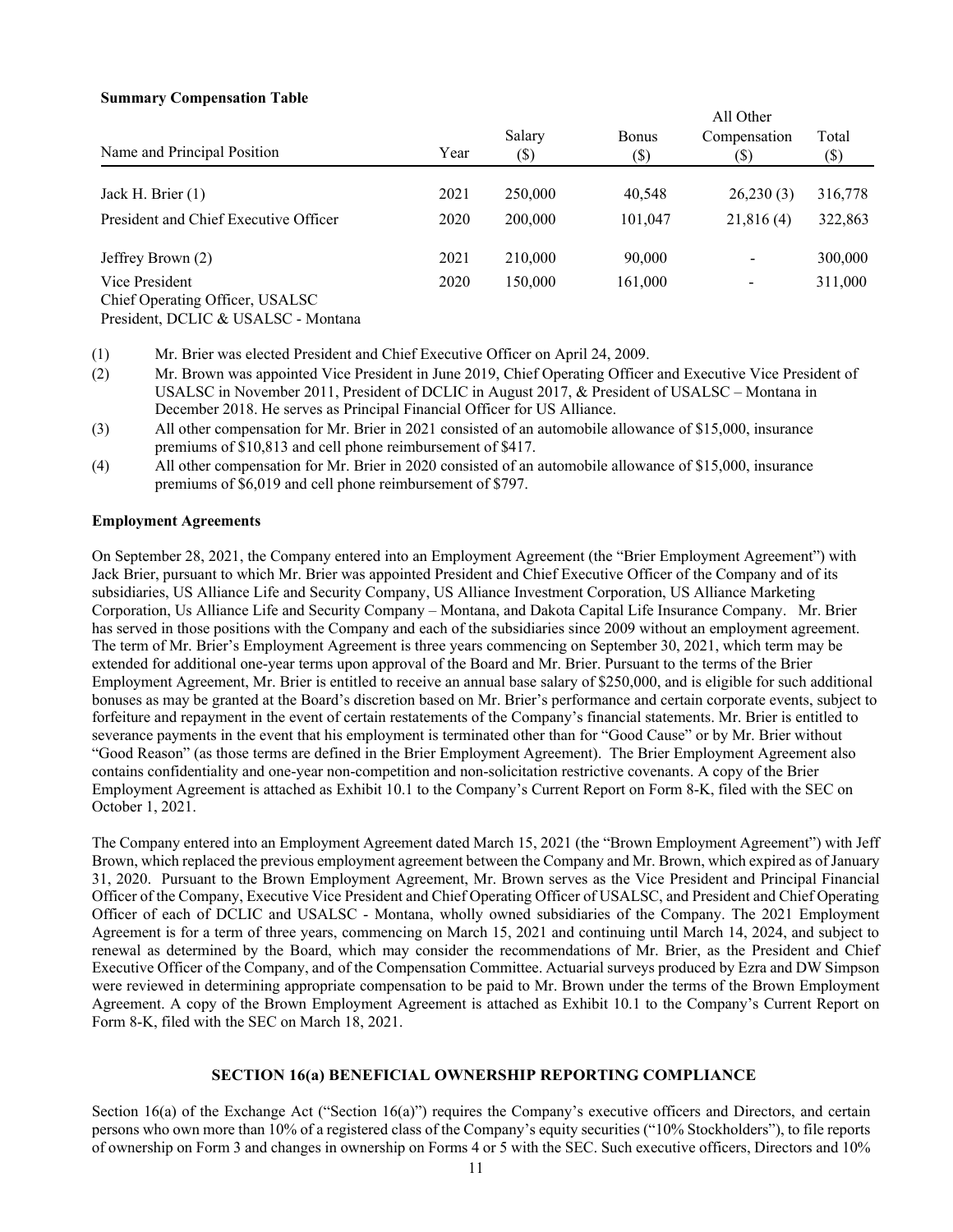**Summary Compensation Table**

| Name and Principal Position | Year | Salary ($) | Bonus ($) | All Other Compensation ($) | Total ($) |
|---|---|---|---|---|---|
| Jack H. Brier (1) | 2021 | 250,000 | 40,548 | 26,230 (3) | 316,778 |
| President and Chief Executive Officer | 2020 | 200,000 | 101,047 | 21,816 (4) | 322,863 |
| Jeffrey Brown (2) | 2021 | 210,000 | 90,000 | - | 300,000 |
| Vice President<br>Chief Operating Officer, USALSC<br>President, DCLIC & USALSC - Montana | 2020 | 150,000 | 161,000 | - | 311,000 |

(1) Mr. Brier was elected President and Chief Executive Officer on April 24, 2009.

(2) Mr. Brown was appointed Vice President in June 2019, Chief Operating Officer and Executive Vice President of USALSC in November 2011, President of DCLIC in August 2017, & President of USALSC – Montana in December 2018. He serves as Principal Financial Officer for US Alliance.

(3) All other compensation for Mr. Brier in 2021 consisted of an automobile allowance of $15,000, insurance premiums of $10,813 and cell phone reimbursement of $417.

(4) All other compensation for Mr. Brier in 2020 consisted of an automobile allowance of $15,000, insurance premiums of $6,019 and cell phone reimbursement of $797.

**Employment Agreements**

On September 28, 2021, the Company entered into an Employment Agreement (the "Brier Employment Agreement") with Jack Brier, pursuant to which Mr. Brier was appointed President and Chief Executive Officer of the Company and of its subsidiaries, US Alliance Life and Security Company, US Alliance Investment Corporation, US Alliance Marketing Corporation, Us Alliance Life and Security Company – Montana, and Dakota Capital Life Insurance Company. Mr. Brier has served in those positions with the Company and each of the subsidiaries since 2009 without an employment agreement. The term of Mr. Brier's Employment Agreement is three years commencing on September 30, 2021, which term may be extended for additional one-year terms upon approval of the Board and Mr. Brier. Pursuant to the terms of the Brier Employment Agreement, Mr. Brier is entitled to receive an annual base salary of $250,000, and is eligible for such additional bonuses as may be granted at the Board's discretion based on Mr. Brier's performance and certain corporate events, subject to forfeiture and repayment in the event of certain restatements of the Company's financial statements. Mr. Brier is entitled to severance payments in the event that his employment is terminated other than for "Good Cause" or by Mr. Brier without "Good Reason" (as those terms are defined in the Brier Employment Agreement). The Brier Employment Agreement also contains confidentiality and one-year non-competition and non-solicitation restrictive covenants. A copy of the Brier Employment Agreement is attached as Exhibit 10.1 to the Company's Current Report on Form 8-K, filed with the SEC on October 1, 2021.

The Company entered into an Employment Agreement dated March 15, 2021 (the "Brown Employment Agreement") with Jeff Brown, which replaced the previous employment agreement between the Company and Mr. Brown, which expired as of January 31, 2020. Pursuant to the Brown Employment Agreement, Mr. Brown serves as the Vice President and Principal Financial Officer of the Company, Executive Vice President and Chief Operating Officer of USALSC, and President and Chief Operating Officer of each of DCLIC and USALSC - Montana, wholly owned subsidiaries of the Company. The 2021 Employment Agreement is for a term of three years, commencing on March 15, 2021 and continuing until March 14, 2024, and subject to renewal as determined by the Board, which may consider the recommendations of Mr. Brier, as the President and Chief Executive Officer of the Company, and of the Compensation Committee. Actuarial surveys produced by Ezra and DW Simpson were reviewed in determining appropriate compensation to be paid to Mr. Brown under the terms of the Brown Employment Agreement. A copy of the Brown Employment Agreement is attached as Exhibit 10.1 to the Company's Current Report on Form 8-K, filed with the SEC on March 18, 2021.

## SECTION 16(a) BENEFICIAL OWNERSHIP REPORTING COMPLIANCE

Section 16(a) of the Exchange Act ("Section 16(a)") requires the Company's executive officers and Directors, and certain persons who own more than 10% of a registered class of the Company's equity securities ("10% Stockholders"), to file reports of ownership on Form 3 and changes in ownership on Forms 4 or 5 with the SEC. Such executive officers, Directors and 10%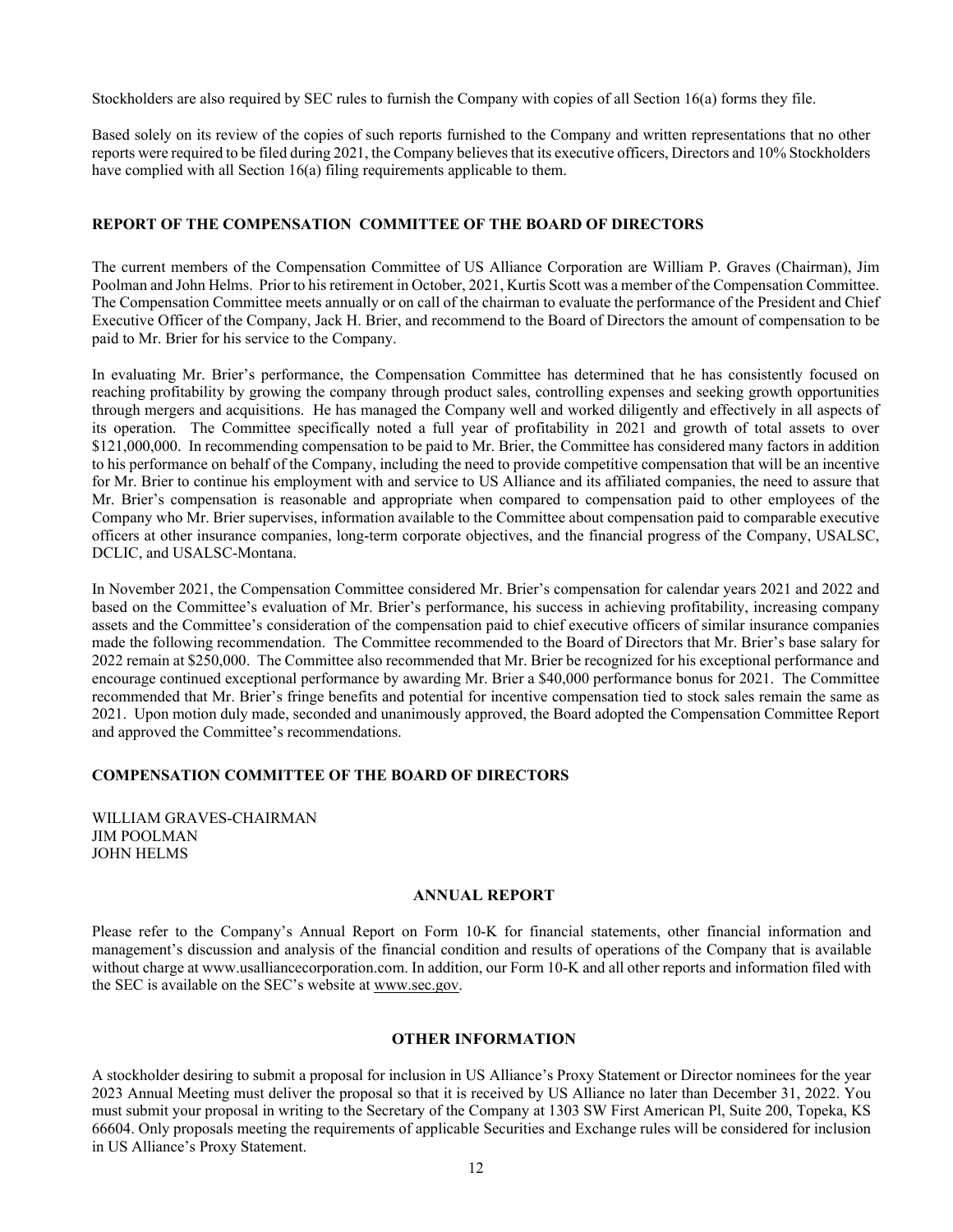Stockholders are also required by SEC rules to furnish the Company with copies of all Section 16(a) forms they file.

Based solely on its review of the copies of such reports furnished to the Company and written representations that no other reports were required to be filed during 2021, the Company believes that its executive officers, Directors and 10% Stockholders have complied with all Section 16(a) filing requirements applicable to them.

## REPORT OF THE COMPENSATION COMMITTEE OF THE BOARD OF DIRECTORS

The current members of the Compensation Committee of US Alliance Corporation are William P. Graves (Chairman), Jim Poolman and John Helms. Prior to his retirement in October, 2021, Kurtis Scott was a member of the Compensation Committee. The Compensation Committee meets annually or on call of the chairman to evaluate the performance of the President and Chief Executive Officer of the Company, Jack H. Brier, and recommend to the Board of Directors the amount of compensation to be paid to Mr. Brier for his service to the Company.

In evaluating Mr. Brier's performance, the Compensation Committee has determined that he has consistently focused on reaching profitability by growing the company through product sales, controlling expenses and seeking growth opportunities through mergers and acquisitions. He has managed the Company well and worked diligently and effectively in all aspects of its operation. The Committee specifically noted a full year of profitability in 2021 and growth of total assets to over $121,000,000. In recommending compensation to be paid to Mr. Brier, the Committee has considered many factors in addition to his performance on behalf of the Company, including the need to provide competitive compensation that will be an incentive for Mr. Brier to continue his employment with and service to US Alliance and its affiliated companies, the need to assure that Mr. Brier's compensation is reasonable and appropriate when compared to compensation paid to other employees of the Company who Mr. Brier supervises, information available to the Committee about compensation paid to comparable executive officers at other insurance companies, long-term corporate objectives, and the financial progress of the Company, USALSC, DCLIC, and USALSC-Montana.

In November 2021, the Compensation Committee considered Mr. Brier's compensation for calendar years 2021 and 2022 and based on the Committee's evaluation of Mr. Brier's performance, his success in achieving profitability, increasing company assets and the Committee's consideration of the compensation paid to chief executive officers of similar insurance companies made the following recommendation. The Committee recommended to the Board of Directors that Mr. Brier's base salary for 2022 remain at $250,000. The Committee also recommended that Mr. Brier be recognized for his exceptional performance and encourage continued exceptional performance by awarding Mr. Brier a $40,000 performance bonus for 2021. The Committee recommended that Mr. Brier's fringe benefits and potential for incentive compensation tied to stock sales remain the same as 2021. Upon motion duly made, seconded and unanimously approved, the Board adopted the Compensation Committee Report and approved the Committee's recommendations.

## COMPENSATION COMMITTEE OF THE BOARD OF DIRECTORS

WILLIAM GRAVES-CHAIRMAN
JIM POOLMAN
JOHN HELMS

## ANNUAL REPORT

Please refer to the Company's Annual Report on Form 10-K for financial statements, other financial information and management's discussion and analysis of the financial condition and results of operations of the Company that is available without charge at www.usalliancecorporation.com. In addition, our Form 10-K and all other reports and information filed with the SEC is available on the SEC's website at www.sec.gov.

## OTHER INFORMATION

A stockholder desiring to submit a proposal for inclusion in US Alliance's Proxy Statement or Director nominees for the year 2023 Annual Meeting must deliver the proposal so that it is received by US Alliance no later than December 31, 2022. You must submit your proposal in writing to the Secretary of the Company at 1303 SW First American Pl, Suite 200, Topeka, KS 66604. Only proposals meeting the requirements of applicable Securities and Exchange rules will be considered for inclusion in US Alliance's Proxy Statement.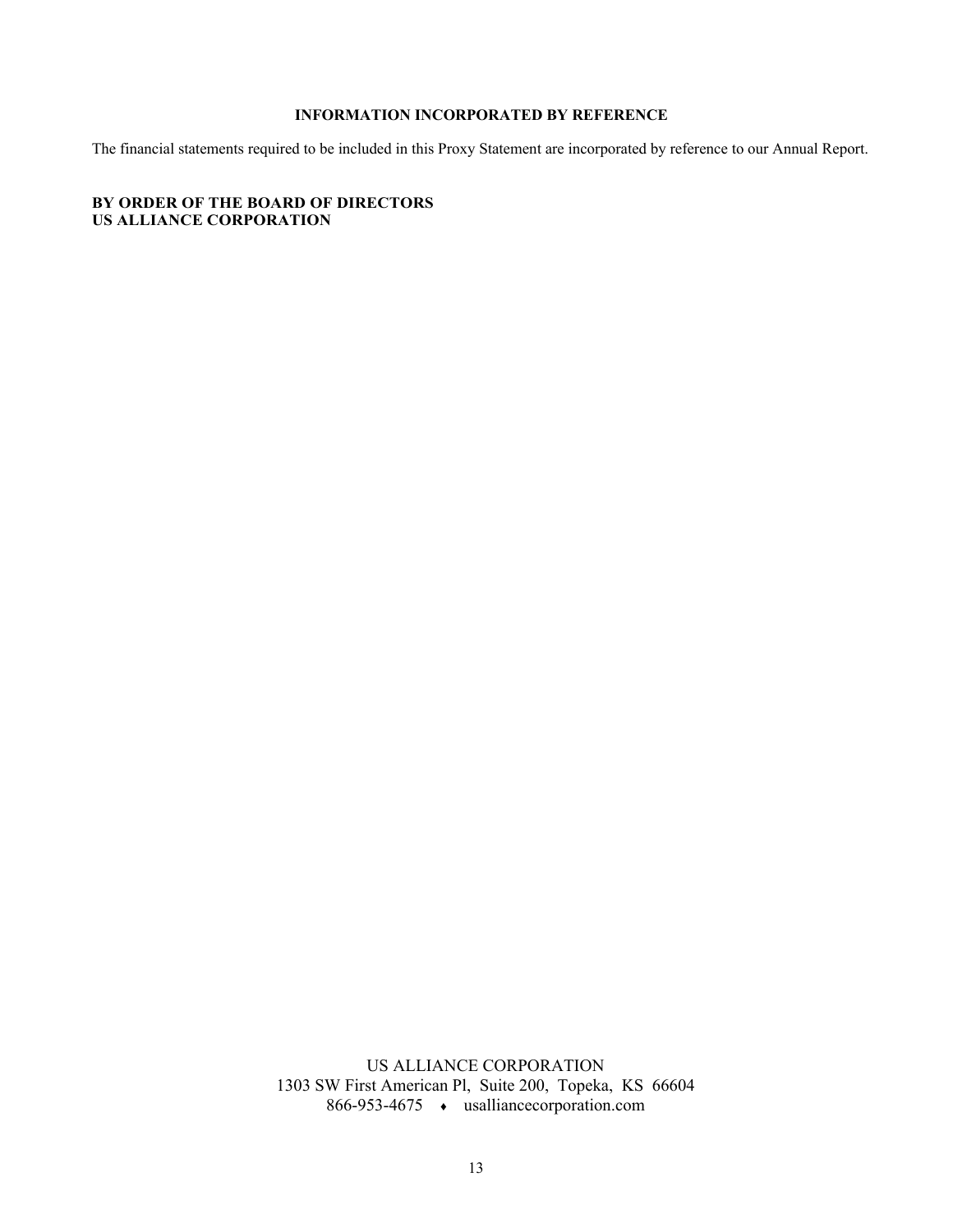## INFORMATION INCORPORATED BY REFERENCE

The financial statements required to be included in this Proxy Statement are incorporated by reference to our Annual Report.

**BY ORDER OF THE BOARD OF DIRECTORS**
**US ALLIANCE CORPORATION**

US ALLIANCE CORPORATION
1303 SW First American Pl, Suite 200, Topeka, KS 66604
866-953-4675 ♦ usalliancecorporation.com